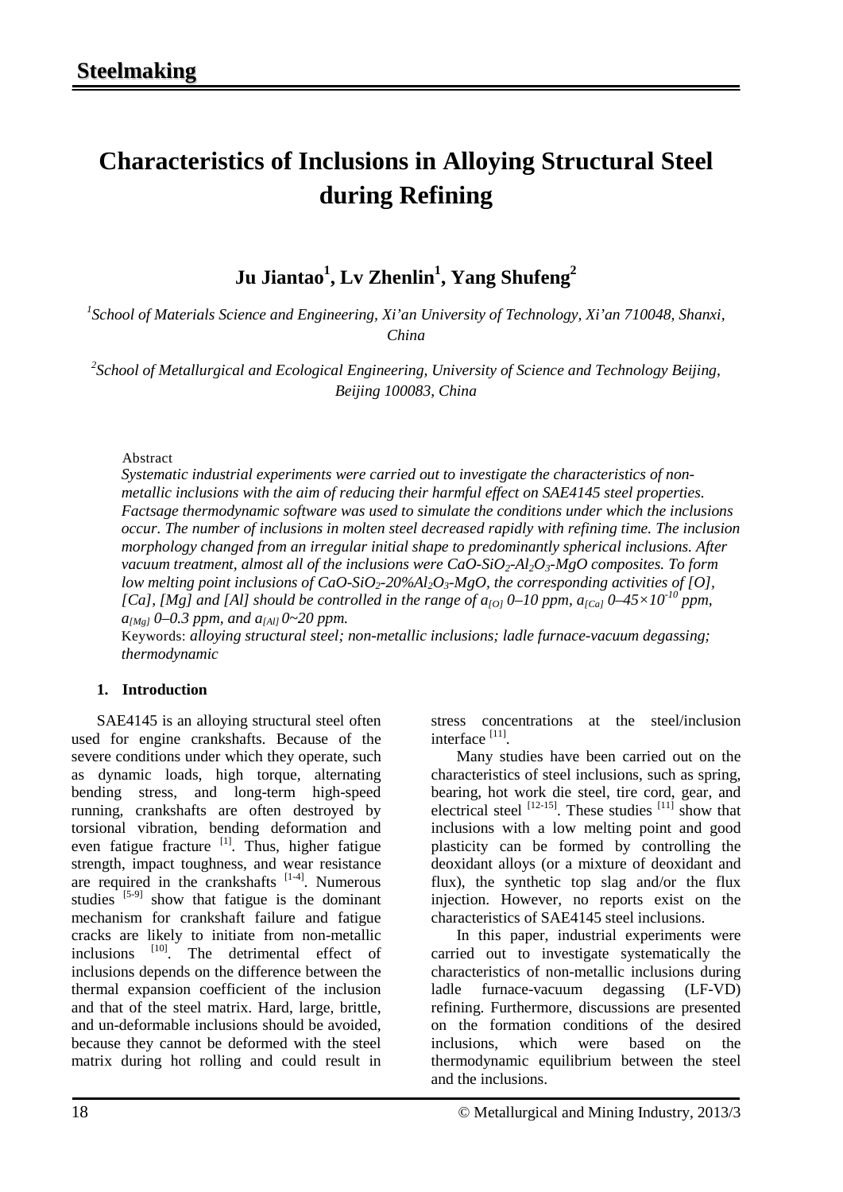# Characteristics of Inclusions in Alloying Structural Steel during Refining

**Ju Jiantao[1], Lv Zhenlin[1], Yang Shufeng[2]**

[1]*School of Materials Science and Engineering, Xi'an University of Technology, Xi'an 710048, Shanxi, China*

[2]*School of Metallurgical and Ecological Engineering, University of Science and Technology Beijing, Beijing 100083, China*

Abstract

*Systematic industrial experiments were carried out to investigate the characteristics of non-metallic inclusions with the aim of reducing their harmful effect on SAE4145 steel properties. Factsage thermodynamic software was used to simulate the conditions under which the inclusions occur. The number of inclusions in molten steel decreased rapidly with refining time. The inclusion morphology changed from an irregular initial shape to predominantly spherical inclusions. After vacuum treatment, almost all of the inclusions were $CaO$-$SiO_2$-$Al_2O_3$-$MgO$ composites. To form low melting point inclusions of $CaO$-$SiO_2$-20%$Al_2O_3$-$MgO$, the corresponding activities of [O], [Ca], [Mg] and [Al] should be controlled in the range of $a_{[O]}$ 0–10 ppm, $a_{[Ca]}$ 0–$45\times10^{-10}$ ppm, $a_{[Mg]}$ 0–0.3 ppm, and $a_{[Al]}$ 0~20 ppm.*

Keywords: *alloying structural steel; non-metallic inclusions; ladle furnace-vacuum degassing; thermodynamic*

## 1. Introduction

SAE4145 is an alloying structural steel often used for engine crankshafts. Because of the severe conditions under which they operate, such as dynamic loads, high torque, alternating bending stress, and long-term high-speed running, crankshafts are often destroyed by torsional vibration, bending deformation and even fatigue fracture [1]. Thus, higher fatigue strength, impact toughness, and wear resistance are required in the crankshafts [1-4]. Numerous studies [5-9] show that fatigue is the dominant mechanism for crankshaft failure and fatigue cracks are likely to initiate from non-metallic inclusions [10]. The detrimental effect of inclusions depends on the difference between the thermal expansion coefficient of the inclusion and that of the steel matrix. Hard, large, brittle, and un-deformable inclusions should be avoided, because they cannot be deformed with the steel matrix during hot rolling and could result in stress concentrations at the steel/inclusion interface [11].

Many studies have been carried out on the characteristics of steel inclusions, such as spring, bearing, hot work die steel, tire cord, gear, and electrical steel [12-15]. These studies [11] show that inclusions with a low melting point and good plasticity can be formed by controlling the deoxidant alloys (or a mixture of deoxidant and flux), the synthetic top slag and/or the flux injection. However, no reports exist on the characteristics of SAE4145 steel inclusions.

In this paper, industrial experiments were carried out to investigate systematically the characteristics of non-metallic inclusions during ladle furnace-vacuum degassing (LF-VD) refining. Furthermore, discussions are presented on the formation conditions of the desired inclusions, which were based on the thermodynamic equilibrium between the steel and the inclusions.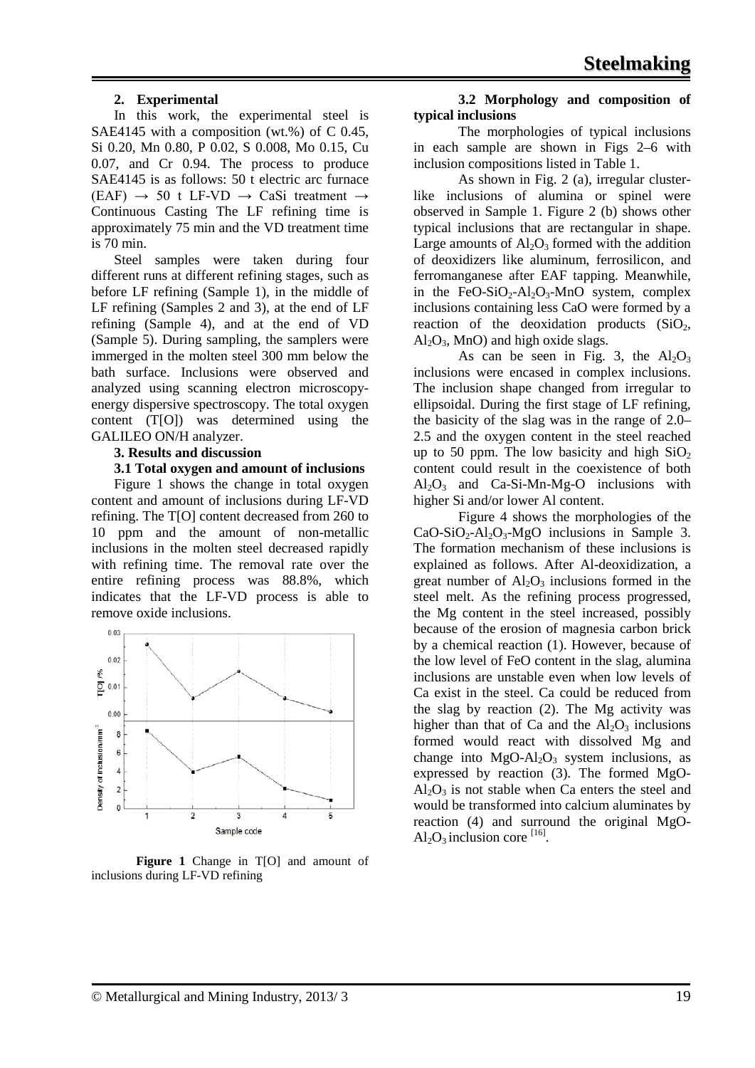## 2. Experimental

In this work, the experimental steel is SAE4145 with a composition (wt.%) of C 0.45, Si 0.20, Mn 0.80, P 0.02, S 0.008, Mo 0.15, Cu 0.07, and Cr 0.94. The process to produce SAE4145 is as follows: 50 t electric arc furnace (EAF) → 50 t LF-VD → CaSi treatment → Continuous Casting The LF refining time is approximately 75 min and the VD treatment time is 70 min.

Steel samples were taken during four different runs at different refining stages, such as before LF refining (Sample 1), in the middle of LF refining (Samples 2 and 3), at the end of LF refining (Sample 4), and at the end of VD (Sample 5). During sampling, the samplers were immerged in the molten steel 300 mm below the bath surface. Inclusions were observed and analyzed using scanning electron microscopy-energy dispersive spectroscopy. The total oxygen content (T[O]) was determined using the GALILEO ON/H analyzer.

## 3. Results and discussion

### 3.1 Total oxygen and amount of inclusions

Figure 1 shows the change in total oxygen content and amount of inclusions during LF-VD refining. The T[O] content decreased from 260 to 10 ppm and the amount of non-metallic inclusions in the molten steel decreased rapidly with refining time. The removal rate over the entire refining process was 88.8%, which indicates that the LF-VD process is able to remove oxide inclusions.

**Figure 1** Change in T[O] and amount of inclusions during LF-VD refining

### 3.2 Morphology and composition of typical inclusions

The morphologies of typical inclusions in each sample are shown in Figs 2–6 with inclusion compositions listed in Table 1.

As shown in Fig. 2 (a), irregular cluster-like inclusions of alumina or spinel were observed in Sample 1. Figure 2 (b) shows other typical inclusions that are rectangular in shape. Large amounts of $Al_2O_3$ formed with the addition of deoxidizers like aluminum, ferrosilicon, and ferromanganese after EAF tapping. Meanwhile, in the $FeO$-$SiO_2$-$Al_2O_3$-$MnO$ system, complex inclusions containing less CaO were formed by a reaction of the deoxidation products ($SiO_2$, $Al_2O_3$, MnO) and high oxide slags.

As can be seen in Fig. 3, the $Al_2O_3$ inclusions were encased in complex inclusions. The inclusion shape changed from irregular to ellipsoidal. During the first stage of LF refining, the basicity of the slag was in the range of 2.0–2.5 and the oxygen content in the steel reached up to 50 ppm. The low basicity and high $SiO_2$ content could result in the coexistence of both $Al_2O_3$ and Ca-Si-Mn-Mg-O inclusions with higher Si and/or lower Al content.

Figure 4 shows the morphologies of the $CaO$-$SiO_2$-$Al_2O_3$-$MgO$ inclusions in Sample 3. The formation mechanism of these inclusions is explained as follows. After Al-deoxidization, a great number of $Al_2O_3$ inclusions formed in the steel melt. As the refining process progressed, the Mg content in the steel increased, possibly because of the erosion of magnesia carbon brick by a chemical reaction (1). However, because of the low level of FeO content in the slag, alumina inclusions are unstable even when low levels of Ca exist in the steel. Ca could be reduced from the slag by reaction (2). The Mg activity was higher than that of Ca and the $Al_2O_3$ inclusions formed would react with dissolved Mg and change into $MgO$-$Al_2O_3$ system inclusions, as expressed by reaction (3). The formed $MgO$-$Al_2O_3$ is not stable when Ca enters the steel and would be transformed into calcium aluminates by reaction (4) and surround the original $MgO$-$Al_2O_3$ inclusion core [16].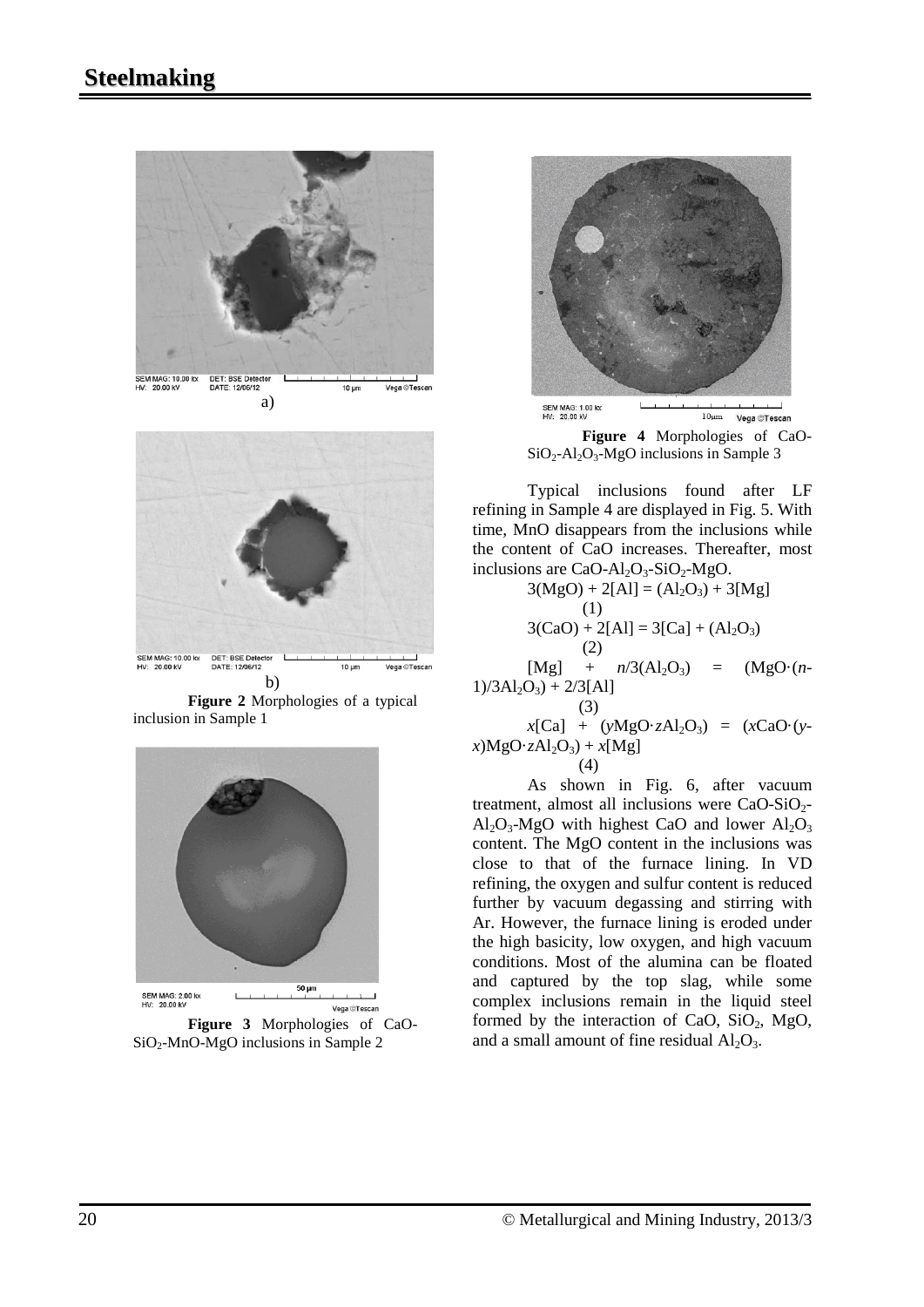a)

b)

**Figure 2** Morphologies of a typical inclusion in Sample 1

**Figure 3** Morphologies of $CaO$-$SiO_2$-$MnO$-$MgO$ inclusions in Sample 2

**Figure 4** Morphologies of $CaO$-$SiO_2$-$Al_2O_3$-$MgO$ inclusions in Sample 3

Typical inclusions found after LF refining in Sample 4 are displayed in Fig. 5. With time, MnO disappears from the inclusions while the content of CaO increases. Thereafter, most inclusions are $CaO$-$Al_2O_3$-$SiO_2$-$MgO$.

$$3(MgO) + 2[Al] = (Al_2O_3) + 3[Mg] \quad (1)$$

$$3(CaO) + 2[Al] = 3[Ca] + (Al_2O_3) \quad (2)$$

$$[Mg] + n/3(Al_2O_3) = (MgO \cdot (n-1)/3Al_2O_3) + 2/3[Al] \quad (3)$$

$$x[Ca] + (yMgO \cdot zAl_2O_3) = (xCaO \cdot (y-x)MgO \cdot zAl_2O_3) + x[Mg] \quad (4)$$

As shown in Fig. 6, after vacuum treatment, almost all inclusions were $CaO$-$SiO_2$-$Al_2O_3$-$MgO$ with highest CaO and lower $Al_2O_3$ content. The MgO content in the inclusions was close to that of the furnace lining. In VD refining, the oxygen and sulfur content is reduced further by vacuum degassing and stirring with Ar. However, the furnace lining is eroded under the high basicity, low oxygen, and high vacuum conditions. Most of the alumina can be floated and captured by the top slag, while some complex inclusions remain in the liquid steel formed by the interaction of CaO, $SiO_2$, MgO, and a small amount of fine residual $Al_2O_3$.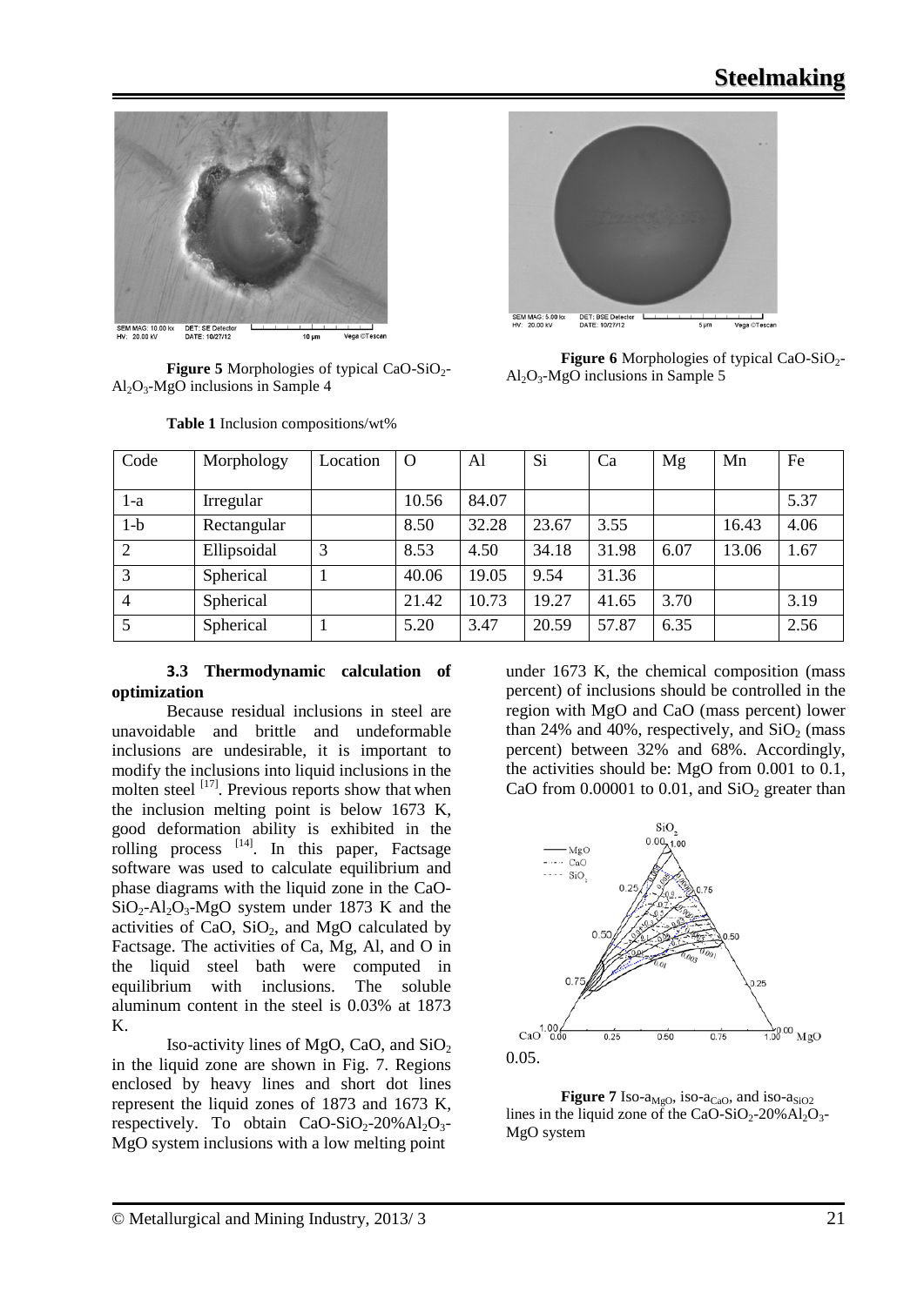**Figure 5** Morphologies of typical $CaO$-$SiO_2$-$Al_2O_3$-$MgO$ inclusions in Sample 4

**Figure 6** Morphologies of typical $CaO$-$SiO_2$-$Al_2O_3$-$MgO$ inclusions in Sample 5

**Table 1** Inclusion compositions/wt%

| Code | Morphology | Location | O | Al | Si | Ca | Mg | Mn | Fe |
|---|---|---|---|---|---|---|---|---|---|
| 1-a | Irregular | | 10.56 | 84.07 | | | | | 5.37 |
| 1-b | Rectangular | | 8.50 | 32.28 | 23.67 | 3.55 | | 16.43 | 4.06 |
| 2 | Ellipsoidal | 3 | 8.53 | 4.50 | 34.18 | 31.98 | 6.07 | 13.06 | 1.67 |
| 3 | Spherical | 1 | 40.06 | 19.05 | 9.54 | 31.36 | | | |
| 4 | Spherical | | 21.42 | 10.73 | 19.27 | 41.65 | 3.70 | | 3.19 |
| 5 | Spherical | 1 | 5.20 | 3.47 | 20.59 | 57.87 | 6.35 | | 2.56 |

### 3.3 Thermodynamic calculation of optimization

Because residual inclusions in steel are unavoidable and brittle and undeformable inclusions are undesirable, it is important to modify the inclusions into liquid inclusions in the molten steel [17]. Previous reports show that when the inclusion melting point is below 1673 K, good deformation ability is exhibited in the rolling process [14]. In this paper, Factsage software was used to calculate equilibrium and phase diagrams with the liquid zone in the $CaO$-$SiO_2$-$Al_2O_3$-$MgO$ system under 1873 K and the activities of $CaO$, $SiO_2$, and $MgO$ calculated by Factsage. The activities of Ca, Mg, Al, and O in the liquid steel bath were computed in equilibrium with inclusions. The soluble aluminum content in the steel is 0.03% at 1873 K.

Iso-activity lines of $MgO$, $CaO$, and $SiO_2$ in the liquid zone are shown in Fig. 7. Regions enclosed by heavy lines and short dot lines represent the liquid zones of 1873 and 1673 K, respectively. To obtain $CaO$-$SiO_2$-20%$Al_2O_3$-$MgO$ system inclusions with a low melting point under 1673 K, the chemical composition (mass percent) of inclusions should be controlled in the region with $MgO$ and $CaO$ (mass percent) lower than 24% and 40%, respectively, and $SiO_2$ (mass percent) between 32% and 68%. Accordingly, the activities should be: $MgO$ from 0.001 to 0.1, $CaO$ from 0.00001 to 0.01, and $SiO_2$ greater than 0.05.

**Figure 7** Iso-$a_{MgO}$, iso-$a_{CaO}$, and iso-$a_{SiO2}$ lines in the liquid zone of the $CaO$-$SiO_2$-20%$Al_2O_3$-$MgO$ system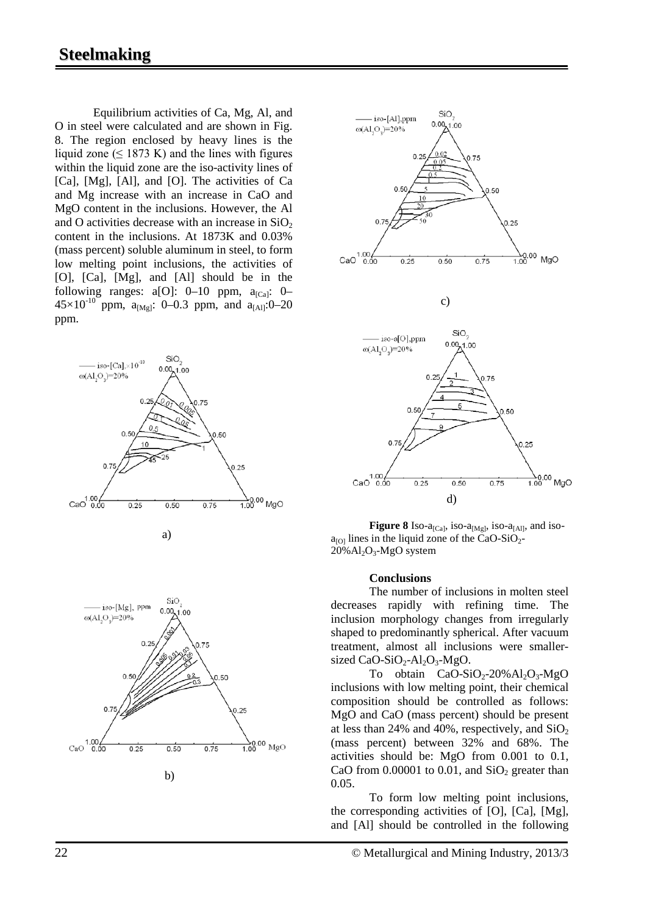Equilibrium activities of Ca, Mg, Al, and O in steel were calculated and are shown in Fig. 8. The region enclosed by heavy lines is the liquid zone (≤ 1873 K) and the lines with figures within the liquid zone are the iso-activity lines of [Ca], [Mg], [Al], and [O]. The activities of Ca and Mg increase with an increase in CaO and MgO content in the inclusions. However, the Al and O activities decrease with an increase in $SiO_2$ content in the inclusions. At 1873K and 0.03% (mass percent) soluble aluminum in steel, to form low melting point inclusions, the activities of [O], [Ca], [Mg], and [Al] should be in the following ranges: a[O]: 0–10 ppm, $a_{[Ca]}$: 0–$45\times10^{-10}$ ppm, $a_{[Mg]}$: 0–0.3 ppm, and $a_{[Al]}$:0–20 ppm.

a)

b)

c)

d)

**Figure 8** Iso-$a_{[Ca]}$, iso-$a_{[Mg]}$, iso-$a_{[Al]}$, and iso-$a_{[O]}$ lines in the liquid zone of the $CaO$-$SiO_2$-$20\%Al_2O_3$-$MgO$ system

**Conclusions**

The number of inclusions in molten steel decreases rapidly with refining time. The inclusion morphology changes from irregularly shaped to predominantly spherical. After vacuum treatment, almost all inclusions were smaller-sized $CaO$-$SiO_2$-$Al_2O_3$-$MgO$.

To obtain $CaO$-$SiO_2$-$20\%Al_2O_3$-$MgO$ inclusions with low melting point, their chemical composition should be controlled as follows: MgO and CaO (mass percent) should be present at less than 24% and 40%, respectively, and $SiO_2$ (mass percent) between 32% and 68%. The activities should be: MgO from 0.001 to 0.1, CaO from 0.00001 to 0.01, and $SiO_2$ greater than 0.05.

To form low melting point inclusions, the corresponding activities of [O], [Ca], [Mg], and [Al] should be controlled in the following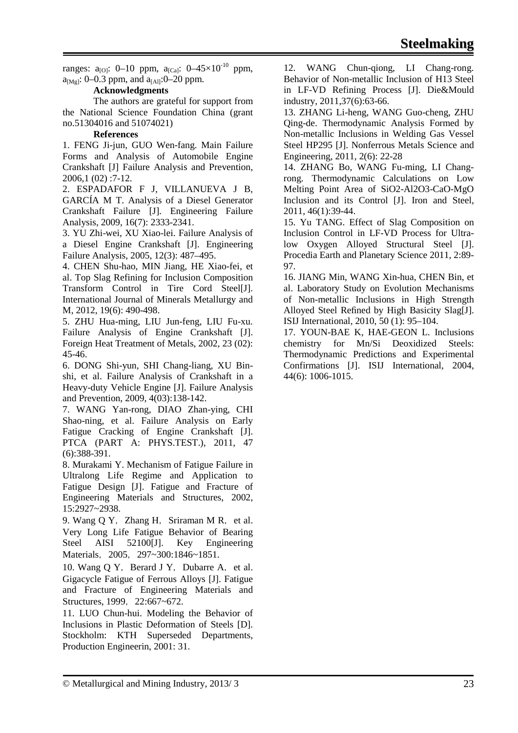ranges: $a_{[O]}$: 0–10 ppm, $a_{[Ca]}$: 0–45×$10^{-10}$ ppm, $a_{[Mg]}$: 0–0.3 ppm, and $a_{[Al]}$:0–20 ppm.

### Acknowledgments

The authors are grateful for support from the National Science Foundation China (grant no.51304016 and 51074021)

### References

1. FENG Ji-jun, GUO Wen-fang. Main Failure Forms and Analysis of Automobile Engine Crankshaft [J] Failure Analysis and Prevention, 2006,1 (02) :7-12.
2. ESPADAFOR F J, VILLANUEVA J B, GARCÍA M T. Analysis of a Diesel Generator Crankshaft Failure [J]. Engineering Failure Analysis, 2009, 16(7): 2333-2341.
3. YU Zhi-wei, XU Xiao-lei. Failure Analysis of a Diesel Engine Crankshaft [J]. Engineering Failure Analysis, 2005, 12(3): 487–495.
4. CHEN Shu-hao, MIN Jiang, HE Xiao-fei, et al. Top Slag Refining for Inclusion Composition Transform Control in Tire Cord Steel[J]. International Journal of Minerals Metallurgy and M, 2012, 19(6): 490-498.
5. ZHU Hua-ming, LIU Jun-feng, LIU Fu-xu. Failure Analysis of Engine Crankshaft [J]. Foreign Heat Treatment of Metals, 2002, 23 (02): 45-46.
6. DONG Shi-yun, SHI Chang-liang, XU Bin-shi, et al. Failure Analysis of Crankshaft in a Heavy-duty Vehicle Engine [J]. Failure Analysis and Prevention, 2009, 4(03):138-142.
7. WANG Yan-rong, DIAO Zhan-ying, CHI Shao-ning, et al. Failure Analysis on Early Fatigue Cracking of Engine Crankshaft [J]. PTCA (PART A: PHYS.TEST.), 2011, 47 (6):388-391.
8. Murakami Y. Mechanism of Fatigue Failure in Ultralong Life Regime and Application to Fatigue Design [J]. Fatigue and Fracture of Engineering Materials and Structures, 2002, 15:2927~2938.
9. Wang Q Y，Zhang H，Sriraman M R，et al. Very Long Life Fatigue Behavior of Bearing Steel AISI 52100[J]. Key Engineering Materials，2005，297~300:1846~1851.
10. Wang Q Y，Berard J Y，Dubarre A，et al. Gigacycle Fatigue of Ferrous Alloys [J]. Fatigue and Fracture of Engineering Materials and Structures, 1999，22:667~672.
11. LUO Chun-hui. Modeling the Behavior of Inclusions in Plastic Deformation of Steels [D]. Stockholm: KTH Superseded Departments, Production Engineerin, 2001: 31.
12. WANG Chun-qiong, LI Chang-rong. Behavior of Non-metallic Inclusion of H13 Steel in LF-VD Refining Process [J]. Die&Mould industry, 2011,37(6):63-66.
13. ZHANG Li-heng, WANG Guo-cheng, ZHU Qing-de. Thermodynamic Analysis Formed by Non-metallic Inclusions in Welding Gas Vessel Steel HP295 [J]. Nonferrous Metals Science and Engineering, 2011, 2(6): 22-28
14. ZHANG Bo, WANG Fu-ming, LI Chang-rong. Thermodynamic Calculations on Low Melting Point Area of SiO2-Al2O3-CaO-MgO Inclusion and its Control [J]. Iron and Steel, 2011, 46(1):39-44.
15. Yu TANG. Effect of Slag Composition on Inclusion Control in LF-VD Process for Ultra-low Oxygen Alloyed Structural Steel [J]. Procedia Earth and Planetary Science 2011, 2:89-97.
16. JIANG Min, WANG Xin-hua, CHEN Bin, et al. Laboratory Study on Evolution Mechanisms of Non-metallic Inclusions in High Strength Alloyed Steel Refined by High Basicity Slag[J]. ISIJ International, 2010, 50 (1): 95–104.
17. YOUN-BAE K, HAE-GEON L. Inclusions chemistry for Mn/Si Deoxidized Steels: Thermodynamic Predictions and Experimental Confirmations [J]. ISIJ International, 2004, 44(6): 1006-1015.